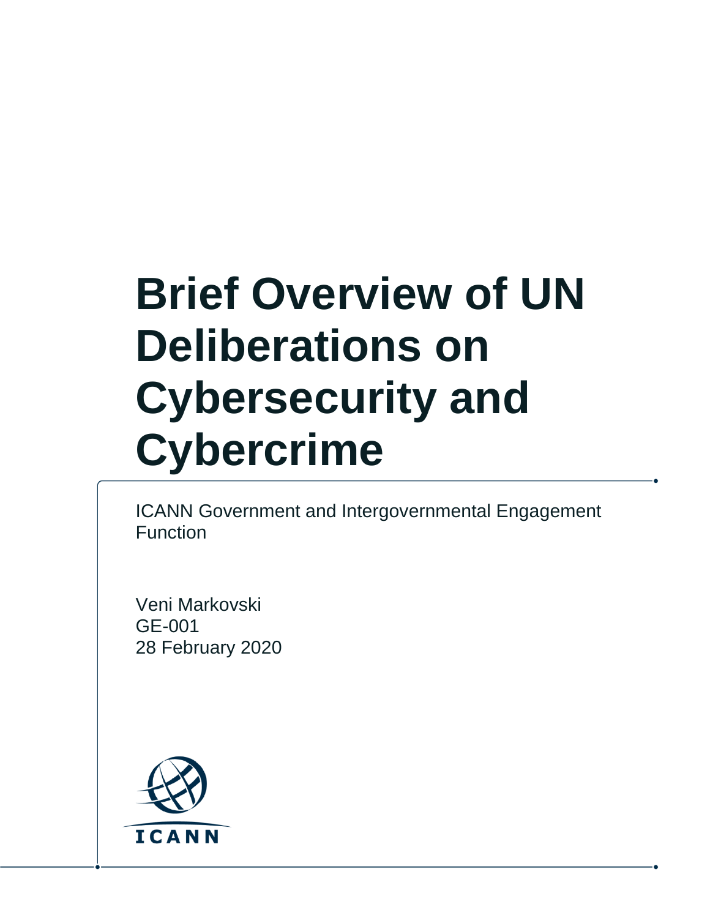# Brief Overview of UN Deliberations on Cybersecurity and Cybercrime

ICANN Government and Intergovernmental Engagement Function

Veni Markovski
GE-001
28 February 2020

ICANN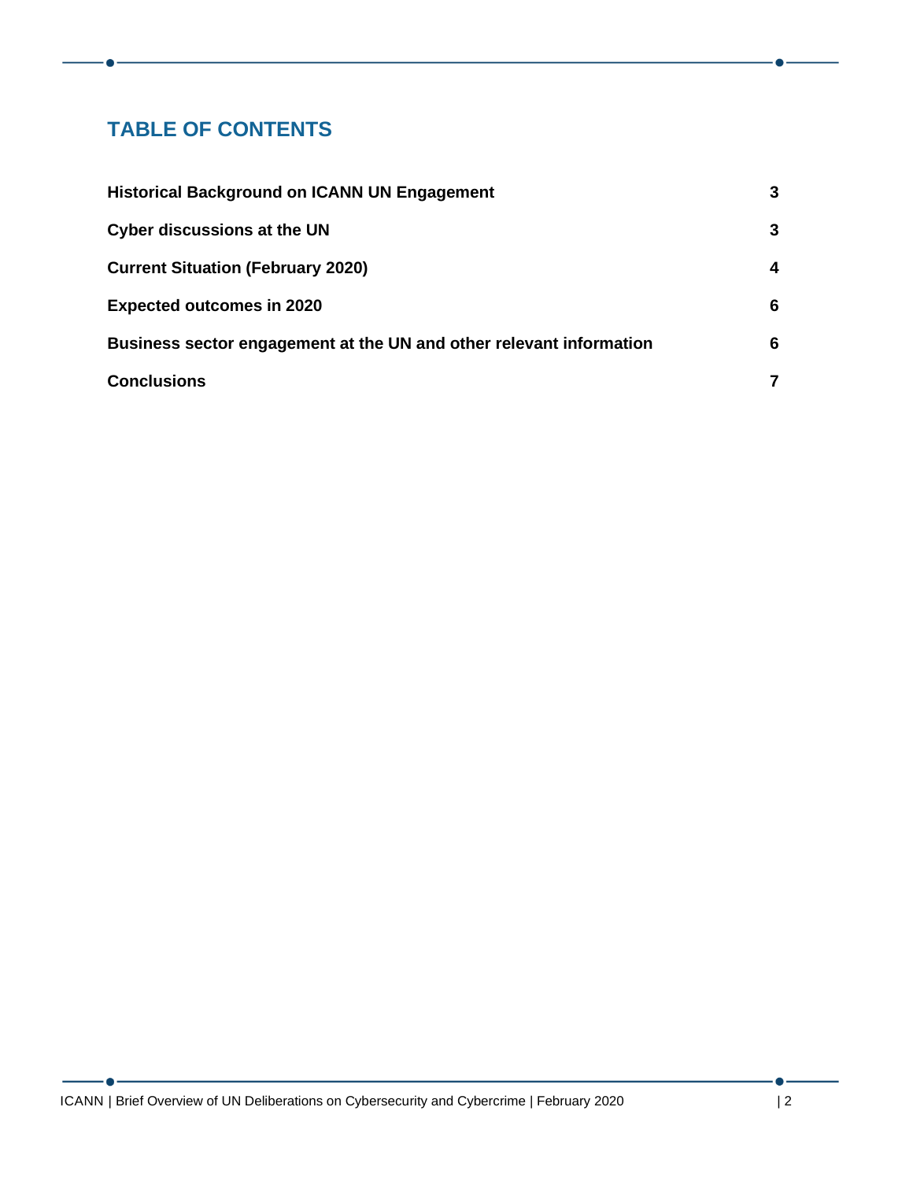## TABLE OF CONTENTS

| | |
|---|---|
| **Historical Background on ICANN UN Engagement** | **3** |
| **Cyber discussions at the UN** | **3** |
| **Current Situation (February 2020)** | **4** |
| **Expected outcomes in 2020** | **6** |
| **Business sector engagement at the UN and other relevant information** | **6** |
| **Conclusions** | **7** |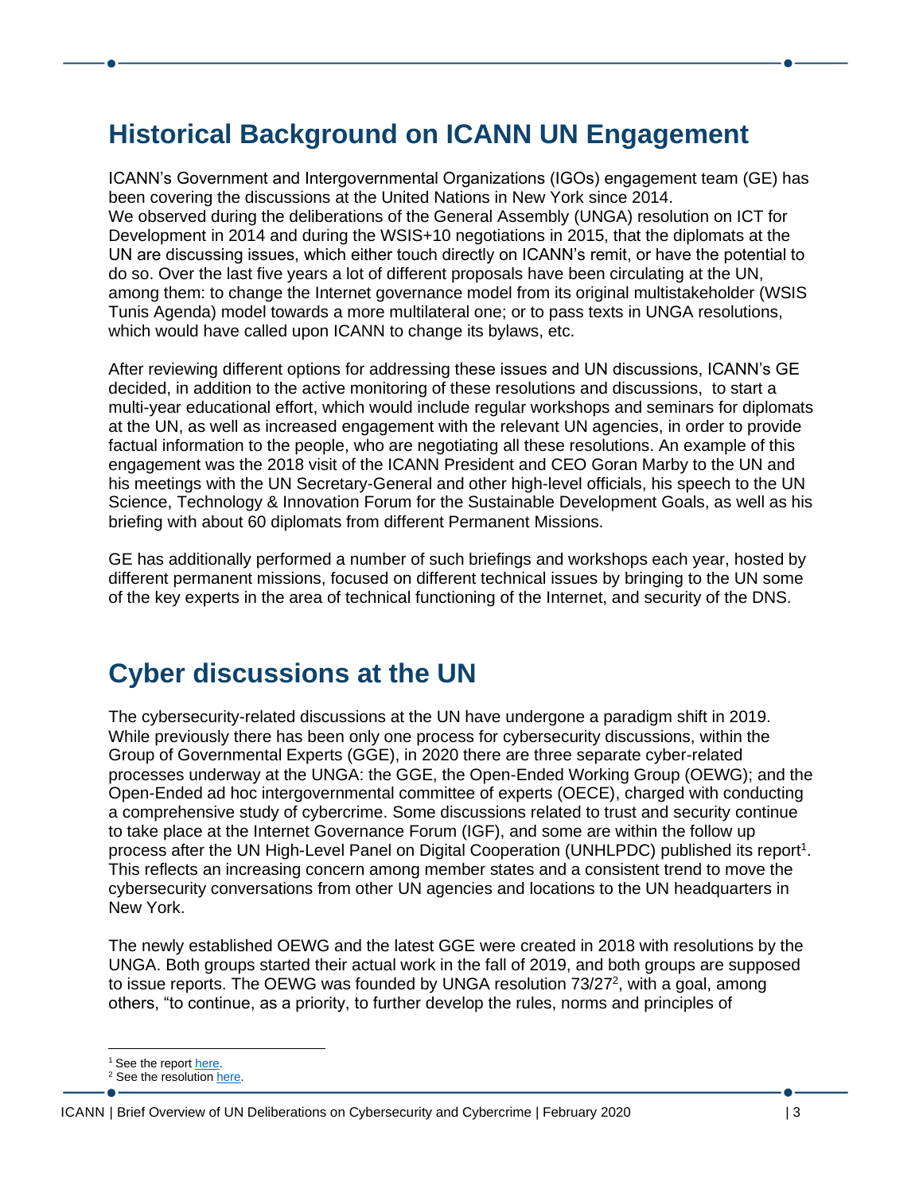## Historical Background on ICANN UN Engagement

ICANN's Government and Intergovernmental Organizations (IGOs) engagement team (GE) has been covering the discussions at the United Nations in New York since 2014.
We observed during the deliberations of the General Assembly (UNGA) resolution on ICT for Development in 2014 and during the WSIS+10 negotiations in 2015, that the diplomats at the UN are discussing issues, which either touch directly on ICANN's remit, or have the potential to do so. Over the last five years a lot of different proposals have been circulating at the UN, among them: to change the Internet governance model from its original multistakeholder (WSIS Tunis Agenda) model towards a more multilateral one; or to pass texts in UNGA resolutions, which would have called upon ICANN to change its bylaws, etc.

After reviewing different options for addressing these issues and UN discussions, ICANN's GE decided, in addition to the active monitoring of these resolutions and discussions, to start a multi-year educational effort, which would include regular workshops and seminars for diplomats at the UN, as well as increased engagement with the relevant UN agencies, in order to provide factual information to the people, who are negotiating all these resolutions. An example of this engagement was the 2018 visit of the ICANN President and CEO Goran Marby to the UN and his meetings with the UN Secretary-General and other high-level officials, his speech to the UN Science, Technology & Innovation Forum for the Sustainable Development Goals, as well as his briefing with about 60 diplomats from different Permanent Missions.

GE has additionally performed a number of such briefings and workshops each year, hosted by different permanent missions, focused on different technical issues by bringing to the UN some of the key experts in the area of technical functioning of the Internet, and security of the DNS.

## Cyber discussions at the UN

The cybersecurity-related discussions at the UN have undergone a paradigm shift in 2019. While previously there has been only one process for cybersecurity discussions, within the Group of Governmental Experts (GGE), in 2020 there are three separate cyber-related processes underway at the UNGA: the GGE, the Open-Ended Working Group (OEWG); and the Open-Ended ad hoc intergovernmental committee of experts (OECE), charged with conducting a comprehensive study of cybercrime. Some discussions related to trust and security continue to take place at the Internet Governance Forum (IGF), and some are within the follow up process after the UN High-Level Panel on Digital Cooperation (UNHLPDC) published its report[1]. This reflects an increasing concern among member states and a consistent trend to move the cybersecurity conversations from other UN agencies and locations to the UN headquarters in New York.

The newly established OEWG and the latest GGE were created in 2018 with resolutions by the UNGA. Both groups started their actual work in the fall of 2019, and both groups are supposed to issue reports. The OEWG was founded by UNGA resolution 73/27[2], with a goal, among others, "to continue, as a priority, to further develop the rules, norms and principles of

[1] See the report here.
[2] See the resolution here.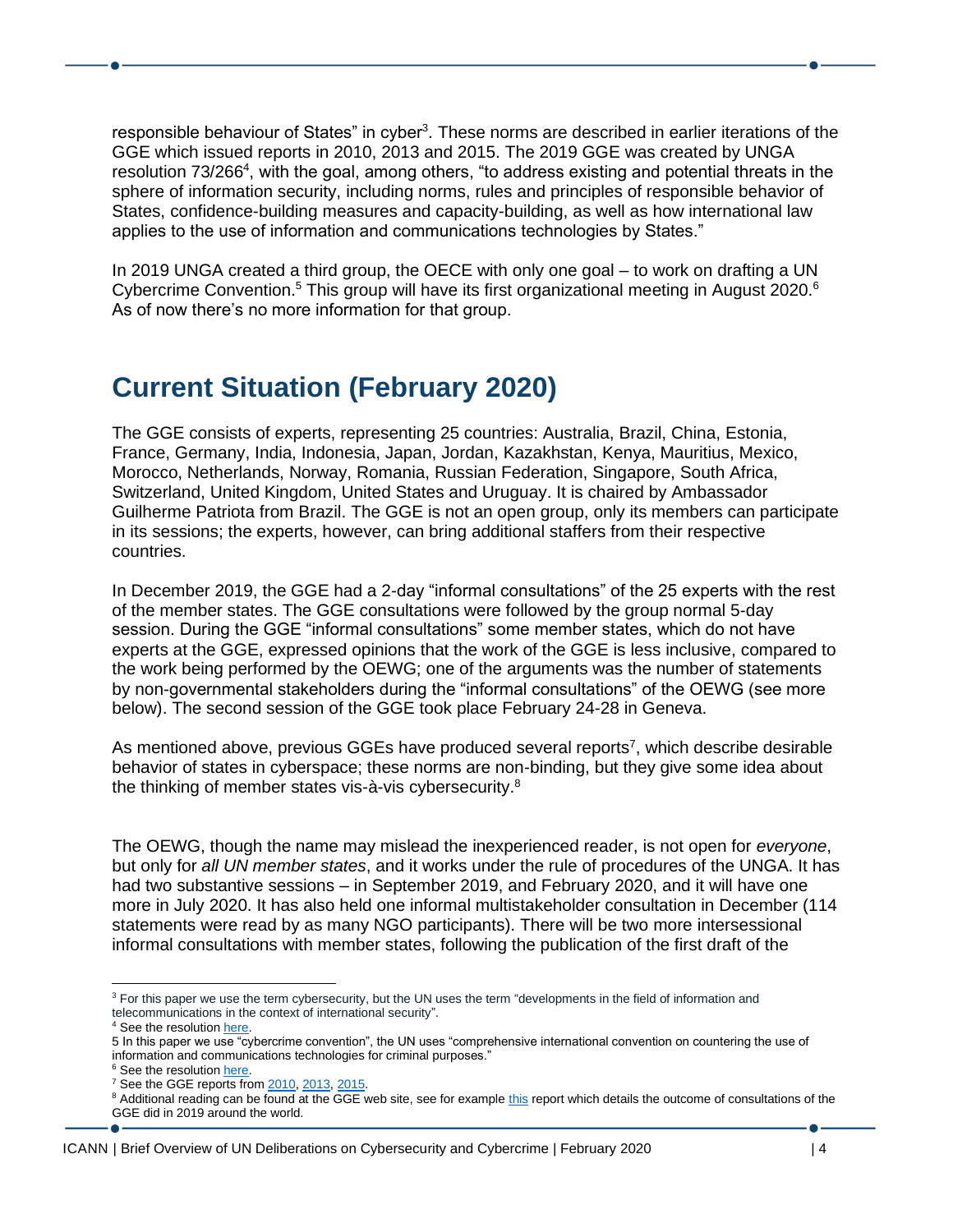responsible behaviour of States" in cyber[3]. These norms are described in earlier iterations of the GGE which issued reports in 2010, 2013 and 2015. The 2019 GGE was created by UNGA resolution 73/266[4], with the goal, among others, "to address existing and potential threats in the sphere of information security, including norms, rules and principles of responsible behavior of States, confidence-building measures and capacity-building, as well as how international law applies to the use of information and communications technologies by States."

In 2019 UNGA created a third group, the OECE with only one goal – to work on drafting a UN Cybercrime Convention.[5] This group will have its first organizational meeting in August 2020.[6] As of now there's no more information for that group.

## Current Situation (February 2020)

The GGE consists of experts, representing 25 countries: Australia, Brazil, China, Estonia, France, Germany, India, Indonesia, Japan, Jordan, Kazakhstan, Kenya, Mauritius, Mexico, Morocco, Netherlands, Norway, Romania, Russian Federation, Singapore, South Africa, Switzerland, United Kingdom, United States and Uruguay. It is chaired by Ambassador Guilherme Patriota from Brazil. The GGE is not an open group, only its members can participate in its sessions; the experts, however, can bring additional staffers from their respective countries.

In December 2019, the GGE had a 2-day "informal consultations" of the 25 experts with the rest of the member states. The GGE consultations were followed by the group normal 5-day session. During the GGE "informal consultations" some member states, which do not have experts at the GGE, expressed opinions that the work of the GGE is less inclusive, compared to the work being performed by the OEWG; one of the arguments was the number of statements by non-governmental stakeholders during the "informal consultations" of the OEWG (see more below). The second session of the GGE took place February 24-28 in Geneva.

As mentioned above, previous GGEs have produced several reports[7], which describe desirable behavior of states in cyberspace; these norms are non-binding, but they give some idea about the thinking of member states vis-à-vis cybersecurity.[8]

The OEWG, though the name may mislead the inexperienced reader, is not open for *everyone*, but only for *all UN member states*, and it works under the rule of procedures of the UNGA. It has had two substantive sessions – in September 2019, and February 2020, and it will have one more in July 2020. It has also held one informal multistakeholder consultation in December (114 statements were read by as many NGO participants). There will be two more intersessional informal consultations with member states, following the publication of the first draft of the

---

[3] For this paper we use the term cybersecurity, but the UN uses the term "developments in the field of information and telecommunications in the context of international security".

[4] See the resolution here.

[5] In this paper we use "cybercrime convention", the UN uses "comprehensive international convention on countering the use of information and communications technologies for criminal purposes."

[6] See the resolution here.

[7] See the GGE reports from 2010, 2013, 2015.

[8] Additional reading can be found at the GGE web site, see for example this report which details the outcome of consultations of the GGE did in 2019 around the world.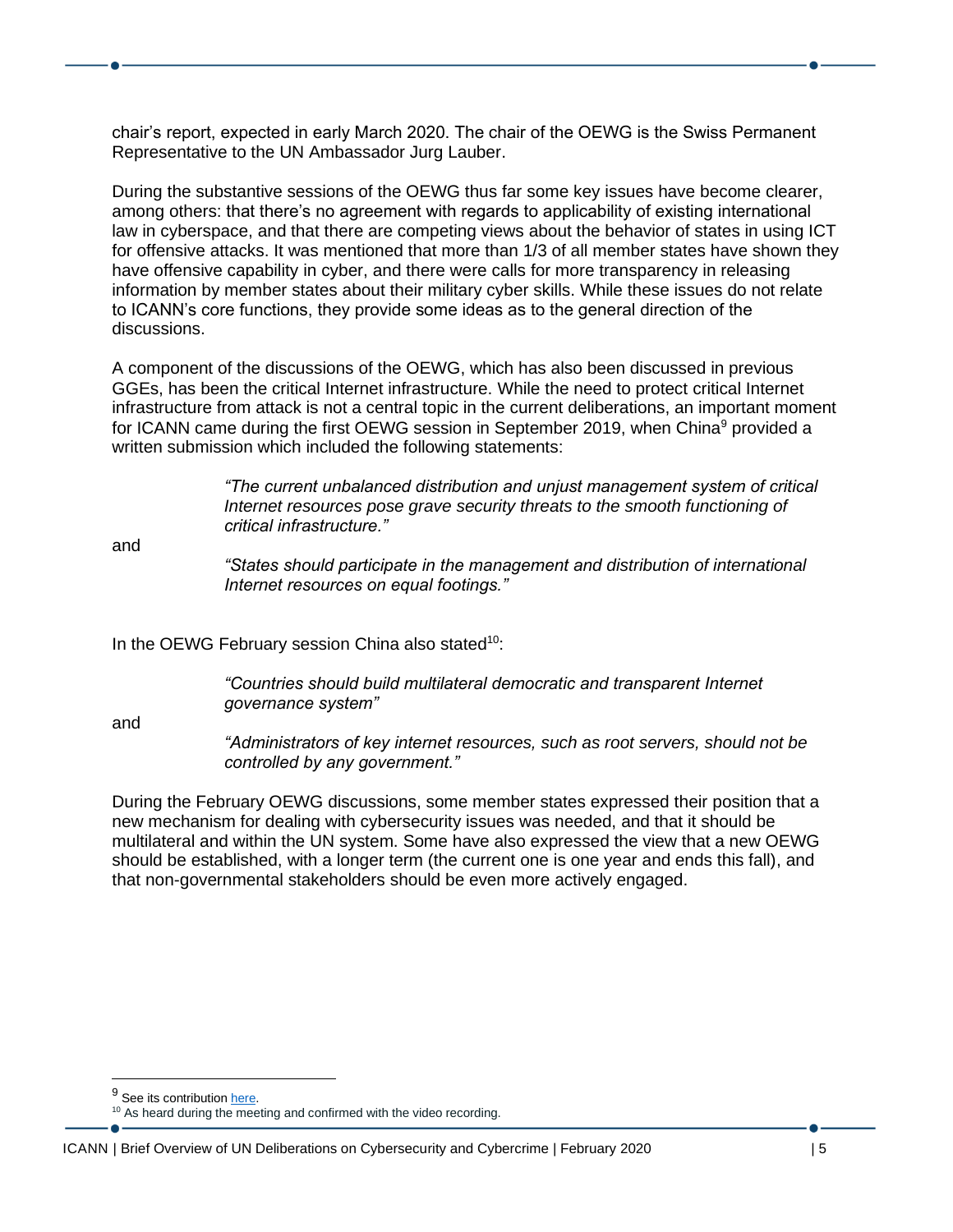chair's report, expected in early March 2020. The chair of the OEWG is the Swiss Permanent Representative to the UN Ambassador Jurg Lauber.

During the substantive sessions of the OEWG thus far some key issues have become clearer, among others: that there's no agreement with regards to applicability of existing international law in cyberspace, and that there are competing views about the behavior of states in using ICT for offensive attacks. It was mentioned that more than 1/3 of all member states have shown they have offensive capability in cyber, and there were calls for more transparency in releasing information by member states about their military cyber skills. While these issues do not relate to ICANN's core functions, they provide some ideas as to the general direction of the discussions.

A component of the discussions of the OEWG, which has also been discussed in previous GGEs, has been the critical Internet infrastructure. While the need to protect critical Internet infrastructure from attack is not a central topic in the current deliberations, an important moment for ICANN came during the first OEWG session in September 2019, when China[9] provided a written submission which included the following statements:

> *"The current unbalanced distribution and unjust management system of critical Internet resources pose grave security threats to the smooth functioning of critical infrastructure."*

and

> *"States should participate in the management and distribution of international Internet resources on equal footings."*

In the OEWG February session China also stated[10]:

> *"Countries should build multilateral democratic and transparent Internet governance system"*

and

> *"Administrators of key internet resources, such as root servers, should not be controlled by any government."*

During the February OEWG discussions, some member states expressed their position that a new mechanism for dealing with cybersecurity issues was needed, and that it should be multilateral and within the UN system. Some have also expressed the view that a new OEWG should be established, with a longer term (the current one is one year and ends this fall), and that non-governmental stakeholders should be even more actively engaged.

---

[9] See its contribution here.

[10] As heard during the meeting and confirmed with the video recording.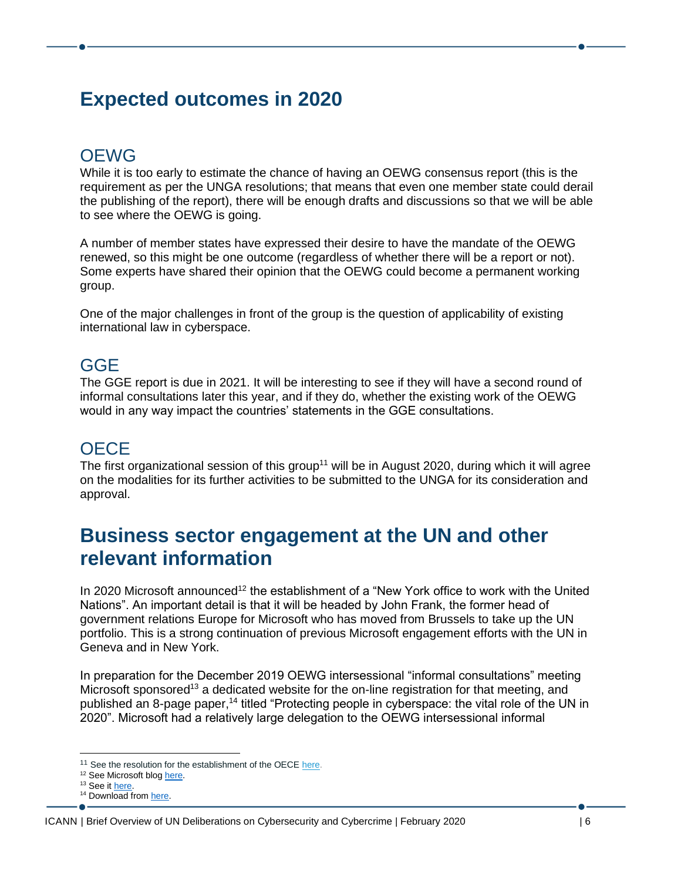## Expected outcomes in 2020

### OEWG

While it is too early to estimate the chance of having an OEWG consensus report (this is the requirement as per the UNGA resolutions; that means that even one member state could derail the publishing of the report), there will be enough drafts and discussions so that we will be able to see where the OEWG is going.

A number of member states have expressed their desire to have the mandate of the OEWG renewed, so this might be one outcome (regardless of whether there will be a report or not). Some experts have shared their opinion that the OEWG could become a permanent working group.

One of the major challenges in front of the group is the question of applicability of existing international law in cyberspace.

### GGE

The GGE report is due in 2021. It will be interesting to see if they will have a second round of informal consultations later this year, and if they do, whether the existing work of the OEWG would in any way impact the countries' statements in the GGE consultations.

### OECE

The first organizational session of this group[11] will be in August 2020, during which it will agree on the modalities for its further activities to be submitted to the UNGA for its consideration and approval.

## Business sector engagement at the UN and other relevant information

In 2020 Microsoft announced[12] the establishment of a "New York office to work with the United Nations". An important detail is that it will be headed by John Frank, the former head of government relations Europe for Microsoft who has moved from Brussels to take up the UN portfolio. This is a strong continuation of previous Microsoft engagement efforts with the UN in Geneva and in New York.

In preparation for the December 2019 OEWG intersessional "informal consultations" meeting Microsoft sponsored[13] a dedicated website for the on-line registration for that meeting, and published an 8-page paper,[14] titled "Protecting people in cyberspace: the vital role of the UN in 2020". Microsoft had a relatively large delegation to the OEWG intersessional informal

---

[11] See the resolution for the establishment of the OECE here.
[12] See Microsoft blog here.
[13] See it here.
[14] Download from here.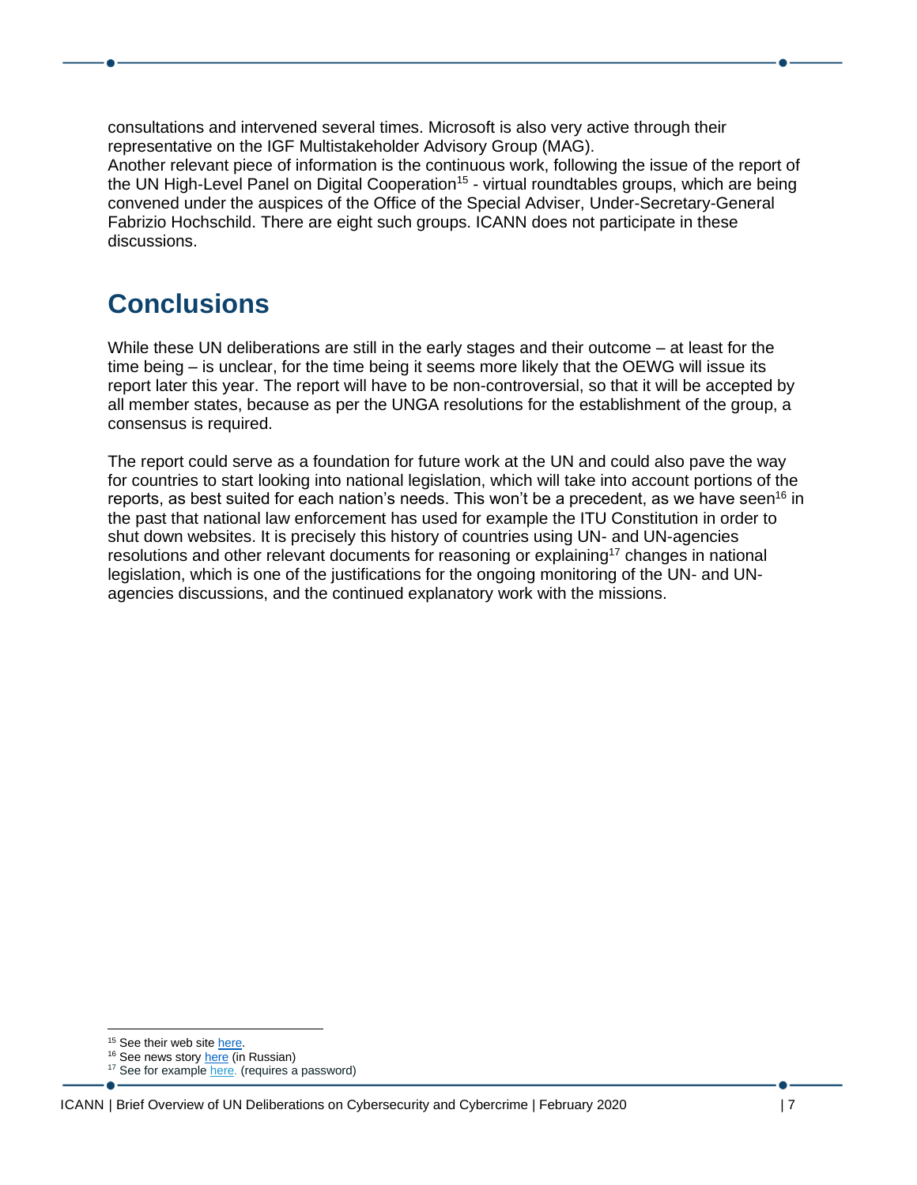consultations and intervened several times. Microsoft is also very active through their representative on the IGF Multistakeholder Advisory Group (MAG).
Another relevant piece of information is the continuous work, following the issue of the report of the UN High-Level Panel on Digital Cooperation[15] - virtual roundtables groups, which are being convened under the auspices of the Office of the Special Adviser, Under-Secretary-General Fabrizio Hochschild. There are eight such groups. ICANN does not participate in these discussions.

# Conclusions

While these UN deliberations are still in the early stages and their outcome – at least for the time being – is unclear, for the time being it seems more likely that the OEWG will issue its report later this year. The report will have to be non-controversial, so that it will be accepted by all member states, because as per the UNGA resolutions for the establishment of the group, a consensus is required.

The report could serve as a foundation for future work at the UN and could also pave the way for countries to start looking into national legislation, which will take into account portions of the reports, as best suited for each nation's needs. This won't be a precedent, as we have seen[16] in the past that national law enforcement has used for example the ITU Constitution in order to shut down websites. It is precisely this history of countries using UN- and UN-agencies resolutions and other relevant documents for reasoning or explaining[17] changes in national legislation, which is one of the justifications for the ongoing monitoring of the UN- and UN-agencies discussions, and the continued explanatory work with the missions.

---

[15] See their web site here.
[16] See news story here (in Russian)
[17] See for example here. (requires a password)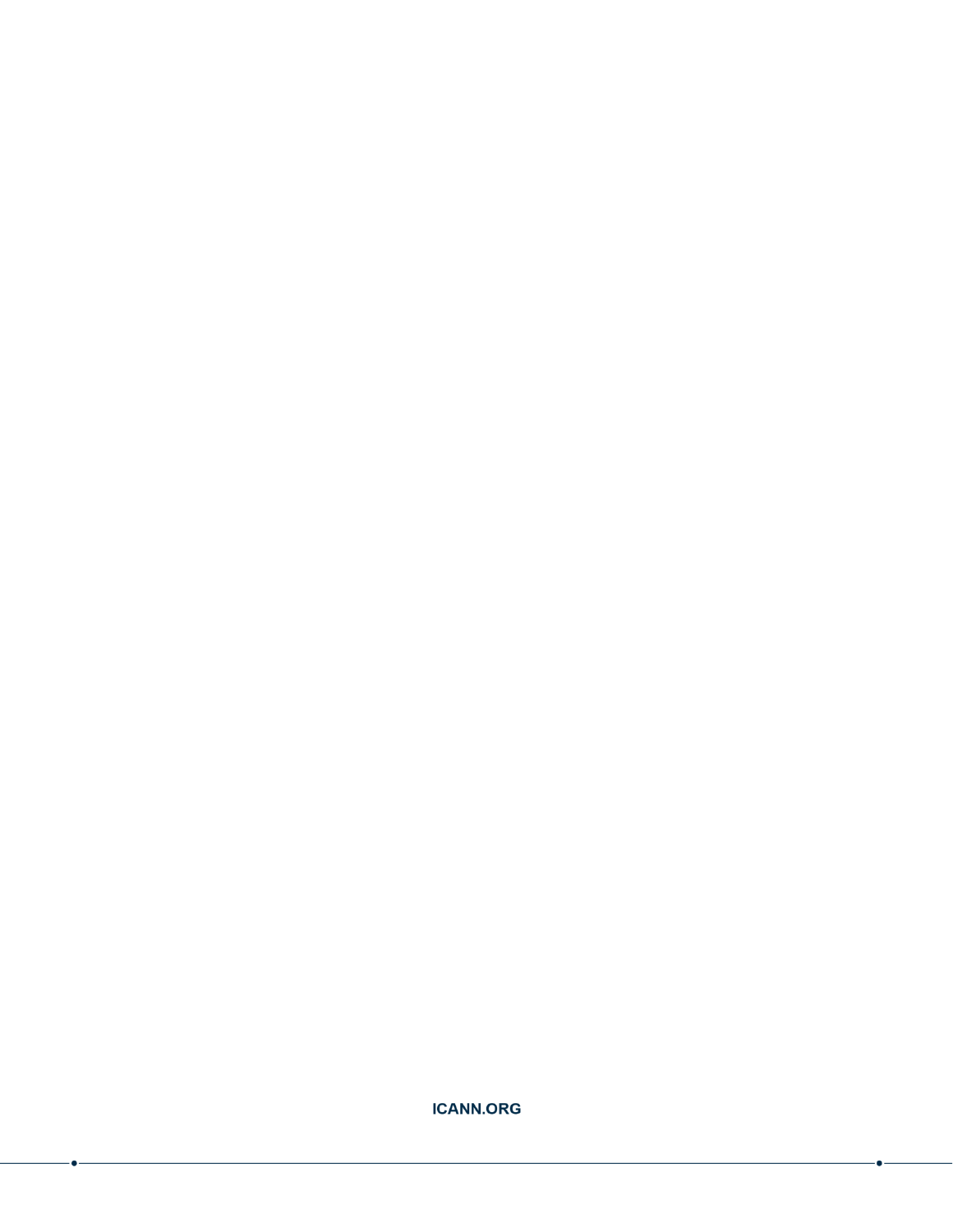ICANN.ORG